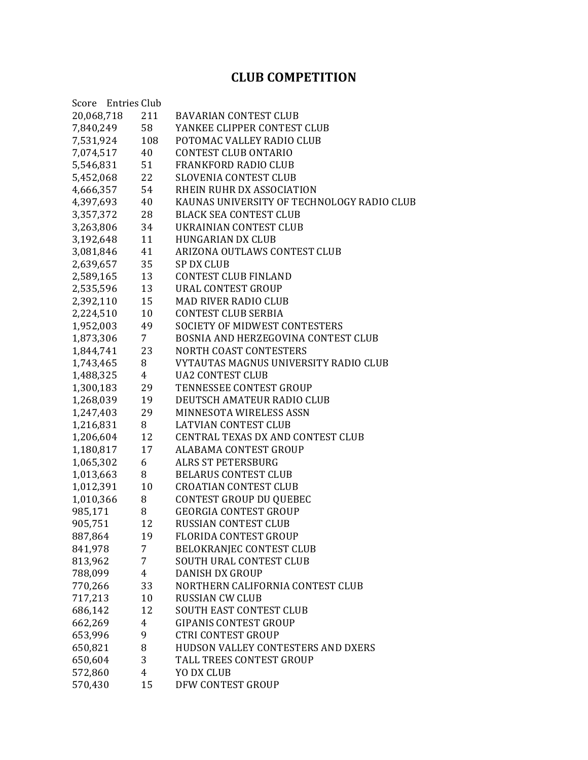# CLUB COMPETITION

| Score | Entries | Club |
|---|---|---|
| 20,068,718 | 211 | BAVARIAN CONTEST CLUB |
| 7,840,249 | 58 | YANKEE CLIPPER CONTEST CLUB |
| 7,531,924 | 108 | POTOMAC VALLEY RADIO CLUB |
| 7,074,517 | 40 | CONTEST CLUB ONTARIO |
| 5,546,831 | 51 | FRANKFORD RADIO CLUB |
| 5,452,068 | 22 | SLOVENIA CONTEST CLUB |
| 4,666,357 | 54 | RHEIN RUHR DX ASSOCIATION |
| 4,397,693 | 40 | KAUNAS UNIVERSITY OF TECHNOLOGY RADIO CLUB |
| 3,357,372 | 28 | BLACK SEA CONTEST CLUB |
| 3,263,806 | 34 | UKRAINIAN CONTEST CLUB |
| 3,192,648 | 11 | HUNGARIAN DX CLUB |
| 3,081,846 | 41 | ARIZONA OUTLAWS CONTEST CLUB |
| 2,639,657 | 35 | SP DX CLUB |
| 2,589,165 | 13 | CONTEST CLUB FINLAND |
| 2,535,596 | 13 | URAL CONTEST GROUP |
| 2,392,110 | 15 | MAD RIVER RADIO CLUB |
| 2,224,510 | 10 | CONTEST CLUB SERBIA |
| 1,952,003 | 49 | SOCIETY OF MIDWEST CONTESTERS |
| 1,873,306 | 7 | BOSNIA AND HERZEGOVINA CONTEST CLUB |
| 1,844,741 | 23 | NORTH COAST CONTESTERS |
| 1,743,465 | 8 | VYTAUTAS MAGNUS UNIVERSITY RADIO CLUB |
| 1,488,325 | 4 | UA2 CONTEST CLUB |
| 1,300,183 | 29 | TENNESSEE CONTEST GROUP |
| 1,268,039 | 19 | DEUTSCH AMATEUR RADIO CLUB |
| 1,247,403 | 29 | MINNESOTA WIRELESS ASSN |
| 1,216,831 | 8 | LATVIAN CONTEST CLUB |
| 1,206,604 | 12 | CENTRAL TEXAS DX AND CONTEST CLUB |
| 1,180,817 | 17 | ALABAMA CONTEST GROUP |
| 1,065,302 | 6 | ALRS ST PETERSBURG |
| 1,013,663 | 8 | BELARUS CONTEST CLUB |
| 1,012,391 | 10 | CROATIAN CONTEST CLUB |
| 1,010,366 | 8 | CONTEST GROUP DU QUEBEC |
| 985,171 | 8 | GEORGIA CONTEST GROUP |
| 905,751 | 12 | RUSSIAN CONTEST CLUB |
| 887,864 | 19 | FLORIDA CONTEST GROUP |
| 841,978 | 7 | BELOKRANJEC CONTEST CLUB |
| 813,962 | 7 | SOUTH URAL CONTEST CLUB |
| 788,099 | 4 | DANISH DX GROUP |
| 770,266 | 33 | NORTHERN CALIFORNIA CONTEST CLUB |
| 717,213 | 10 | RUSSIAN CW CLUB |
| 686,142 | 12 | SOUTH EAST CONTEST CLUB |
| 662,269 | 4 | GIPANIS CONTEST GROUP |
| 653,996 | 9 | CTRI CONTEST GROUP |
| 650,821 | 8 | HUDSON VALLEY CONTESTERS AND DXERS |
| 650,604 | 3 | TALL TREES CONTEST GROUP |
| 572,860 | 4 | YO DX CLUB |
| 570,430 | 15 | DFW CONTEST GROUP |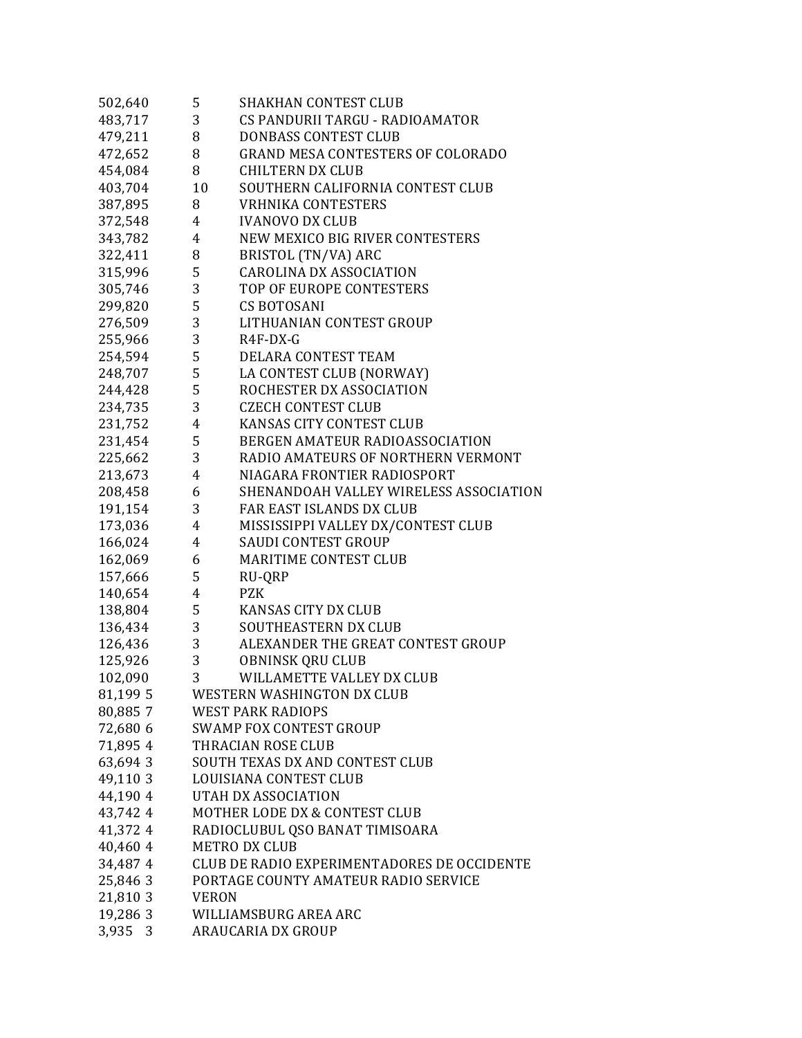| | | |
|---|---|---|
| 502,640 | 5 | SHAKHAN CONTEST CLUB |
| 483,717 | 3 | CS PANDURII TARGU - RADIOAMATOR |
| 479,211 | 8 | DONBASS CONTEST CLUB |
| 472,652 | 8 | GRAND MESA CONTESTERS OF COLORADO |
| 454,084 | 8 | CHILTERN DX CLUB |
| 403,704 | 10 | SOUTHERN CALIFORNIA CONTEST CLUB |
| 387,895 | 8 | VRHNIKA CONTESTERS |
| 372,548 | 4 | IVANOVO DX CLUB |
| 343,782 | 4 | NEW MEXICO BIG RIVER CONTESTERS |
| 322,411 | 8 | BRISTOL (TN/VA) ARC |
| 315,996 | 5 | CAROLINA DX ASSOCIATION |
| 305,746 | 3 | TOP OF EUROPE CONTESTERS |
| 299,820 | 5 | CS BOTOSANI |
| 276,509 | 3 | LITHUANIAN CONTEST GROUP |
| 255,966 | 3 | R4F-DX-G |
| 254,594 | 5 | DELARA CONTEST TEAM |
| 248,707 | 5 | LA CONTEST CLUB (NORWAY) |
| 244,428 | 5 | ROCHESTER DX ASSOCIATION |
| 234,735 | 3 | CZECH CONTEST CLUB |
| 231,752 | 4 | KANSAS CITY CONTEST CLUB |
| 231,454 | 5 | BERGEN AMATEUR RADIOASSOCIATION |
| 225,662 | 3 | RADIO AMATEURS OF NORTHERN VERMONT |
| 213,673 | 4 | NIAGARA FRONTIER RADIOSPORT |
| 208,458 | 6 | SHENANDOAH VALLEY WIRELESS ASSOCIATION |
| 191,154 | 3 | FAR EAST ISLANDS DX CLUB |
| 173,036 | 4 | MISSISSIPPI VALLEY DX/CONTEST CLUB |
| 166,024 | 4 | SAUDI CONTEST GROUP |
| 162,069 | 6 | MARITIME CONTEST CLUB |
| 157,666 | 5 | RU-QRP |
| 140,654 | 4 | PZK |
| 138,804 | 5 | KANSAS CITY DX CLUB |
| 136,434 | 3 | SOUTHEASTERN DX CLUB |
| 126,436 | 3 | ALEXANDER THE GREAT CONTEST GROUP |
| 125,926 | 3 | OBNINSK QRU CLUB |
| 102,090 | 3 | WILLAMETTE VALLEY DX CLUB |
| 81,199 | 5 | WESTERN WASHINGTON DX CLUB |
| 80,885 | 7 | WEST PARK RADIOPS |
| 72,680 | 6 | SWAMP FOX CONTEST GROUP |
| 71,895 | 4 | THRACIAN ROSE CLUB |
| 63,694 | 3 | SOUTH TEXAS DX AND CONTEST CLUB |
| 49,110 | 3 | LOUISIANA CONTEST CLUB |
| 44,190 | 4 | UTAH DX ASSOCIATION |
| 43,742 | 4 | MOTHER LODE DX & CONTEST CLUB |
| 41,372 | 4 | RADIOCLUBUL QSO BANAT TIMISOARA |
| 40,460 | 4 | METRO DX CLUB |
| 34,487 | 4 | CLUB DE RADIO EXPERIMENTADORES DE OCCIDENTE |
| 25,846 | 3 | PORTAGE COUNTY AMATEUR RADIO SERVICE |
| 21,810 | 3 | VERON |
| 19,286 | 3 | WILLIAMSBURG AREA ARC |
| 3,935 | 3 | ARAUCARIA DX GROUP |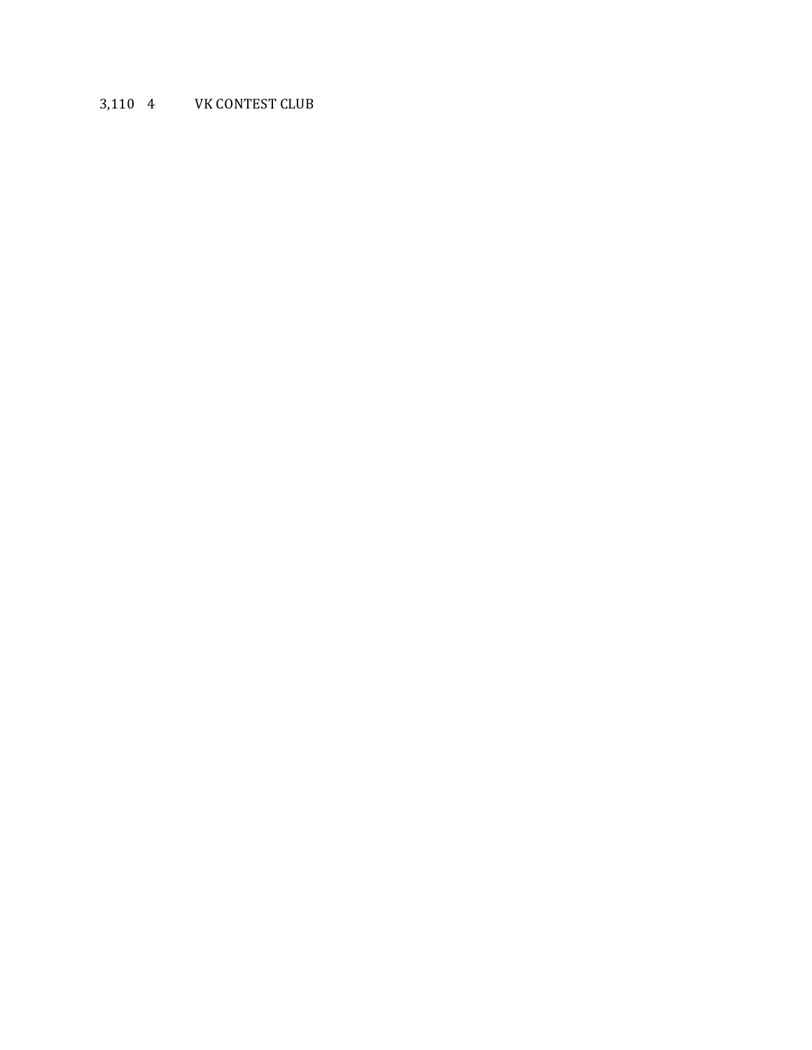| | | |
|---|---|---|
| 3,110 | 4 | VK CONTEST CLUB |